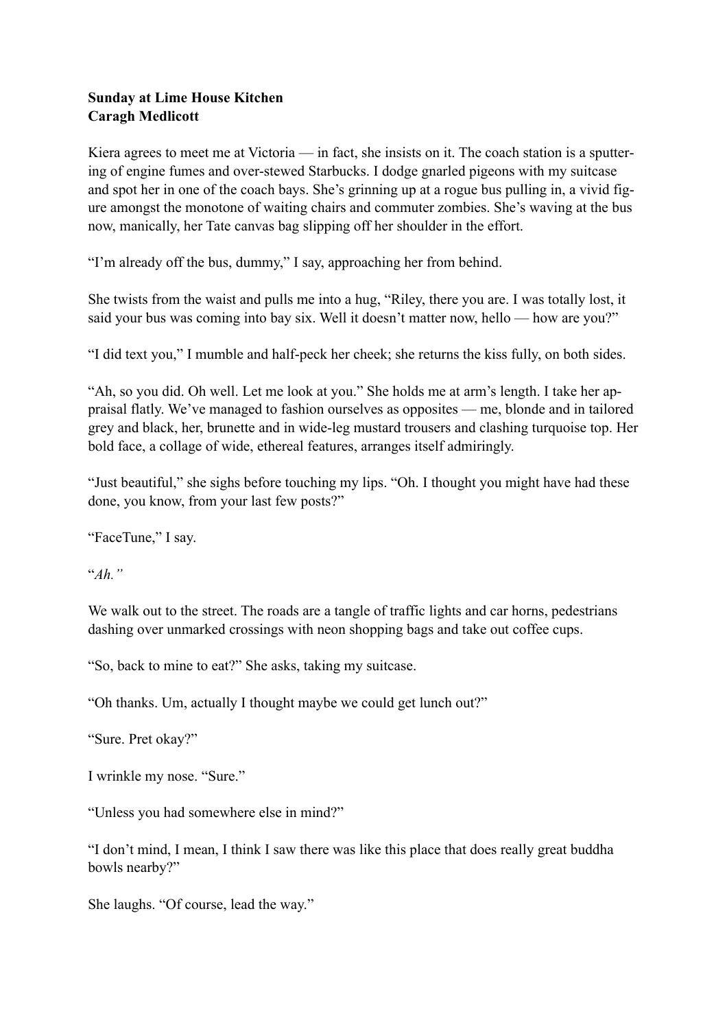**Sunday at Lime House Kitchen**
**Caragh Medlicott**

Kiera agrees to meet me at Victoria — in fact, she insists on it. The coach station is a sputtering of engine fumes and over-stewed Starbucks. I dodge gnarled pigeons with my suitcase and spot her in one of the coach bays. She's grinning up at a rogue bus pulling in, a vivid figure amongst the monotone of waiting chairs and commuter zombies. She's waving at the bus now, manically, her Tate canvas bag slipping off her shoulder in the effort.

"I'm already off the bus, dummy," I say, approaching her from behind.

She twists from the waist and pulls me into a hug, "Riley, there you are. I was totally lost, it said your bus was coming into bay six. Well it doesn't matter now, hello — how are you?"

"I did text you," I mumble and half-peck her cheek; she returns the kiss fully, on both sides.

"Ah, so you did. Oh well. Let me look at you." She holds me at arm's length. I take her appraisal flatly. We've managed to fashion ourselves as opposites — me, blonde and in tailored grey and black, her, brunette and in wide-leg mustard trousers and clashing turquoise top. Her bold face, a collage of wide, ethereal features, arranges itself admiringly.

"Just beautiful," she sighs before touching my lips. "Oh. I thought you might have had these done, you know, from your last few posts?"

"FaceTune," I say.

"*Ah.*"

We walk out to the street. The roads are a tangle of traffic lights and car horns, pedestrians dashing over unmarked crossings with neon shopping bags and take out coffee cups.

"So, back to mine to eat?" She asks, taking my suitcase.

"Oh thanks. Um, actually I thought maybe we could get lunch out?"

"Sure. Pret okay?"

I wrinkle my nose. "Sure."

"Unless you had somewhere else in mind?"

"I don't mind, I mean, I think I saw there was like this place that does really great buddha bowls nearby?"

She laughs. "Of course, lead the way."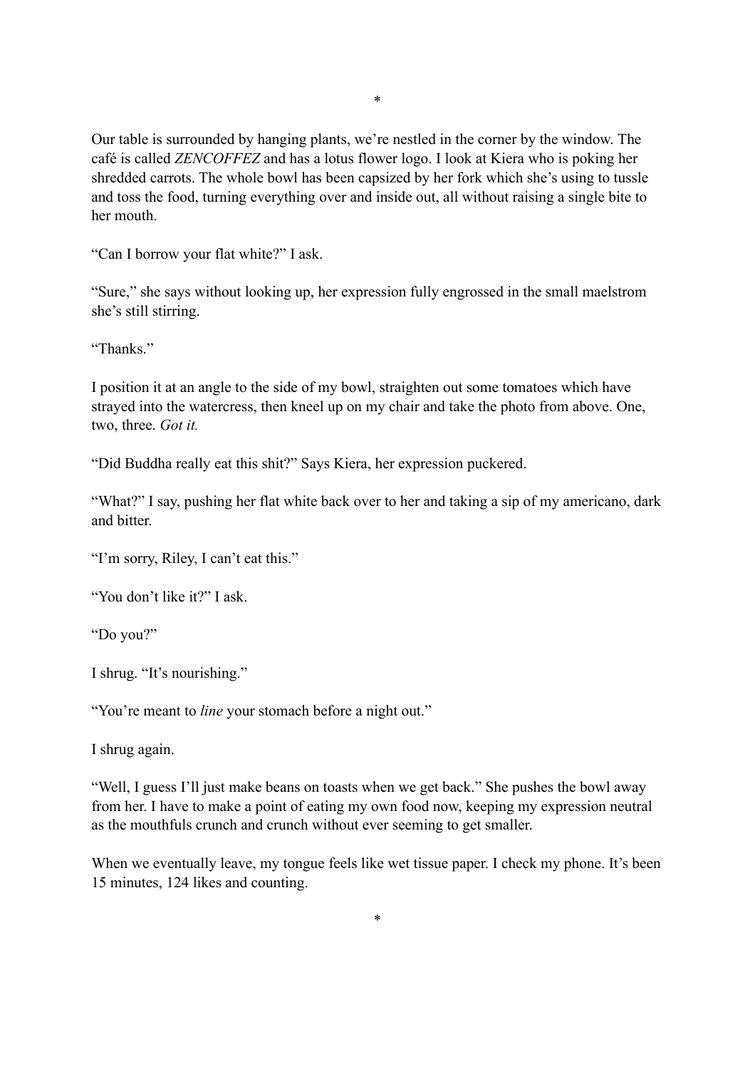*

Our table is surrounded by hanging plants, we're nestled in the corner by the window. The café is called *ZENCOFFEZ* and has a lotus flower logo. I look at Kiera who is poking her shredded carrots. The whole bowl has been capsized by her fork which she's using to tussle and toss the food, turning everything over and inside out, all without raising a single bite to her mouth.

"Can I borrow your flat white?" I ask.

"Sure," she says without looking up, her expression fully engrossed in the small maelstrom she's still stirring.

"Thanks."

I position it at an angle to the side of my bowl, straighten out some tomatoes which have strayed into the watercress, then kneel up on my chair and take the photo from above. One, two, three. *Got it.*

"Did Buddha really eat this shit?" Says Kiera, her expression puckered.

"What?" I say, pushing her flat white back over to her and taking a sip of my americano, dark and bitter.

"I'm sorry, Riley, I can't eat this."

"You don't like it?" I ask.

"Do you?"

I shrug. "It's nourishing."

"You're meant to *line* your stomach before a night out."

I shrug again.

"Well, I guess I'll just make beans on toasts when we get back." She pushes the bowl away from her. I have to make a point of eating my own food now, keeping my expression neutral as the mouthfuls crunch and crunch without ever seeming to get smaller.

When we eventually leave, my tongue feels like wet tissue paper. I check my phone. It's been 15 minutes, 124 likes and counting.

*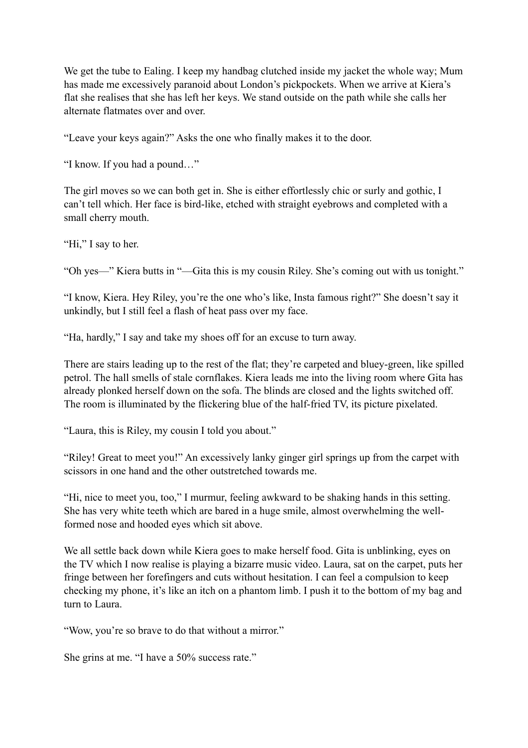We get the tube to Ealing. I keep my handbag clutched inside my jacket the whole way; Mum has made me excessively paranoid about London's pickpockets. When we arrive at Kiera's flat she realises that she has left her keys. We stand outside on the path while she calls her alternate flatmates over and over.

"Leave your keys again?" Asks the one who finally makes it to the door.

"I know. If you had a pound…"

The girl moves so we can both get in. She is either effortlessly chic or surly and gothic, I can't tell which. Her face is bird-like, etched with straight eyebrows and completed with a small cherry mouth.

"Hi," I say to her.

"Oh yes—" Kiera butts in "—Gita this is my cousin Riley. She's coming out with us tonight."

"I know, Kiera. Hey Riley, you're the one who's like, Insta famous right?" She doesn't say it unkindly, but I still feel a flash of heat pass over my face.

"Ha, hardly," I say and take my shoes off for an excuse to turn away.

There are stairs leading up to the rest of the flat; they're carpeted and bluey-green, like spilled petrol. The hall smells of stale cornflakes. Kiera leads me into the living room where Gita has already plonked herself down on the sofa. The blinds are closed and the lights switched off. The room is illuminated by the flickering blue of the half-fried TV, its picture pixelated.

"Laura, this is Riley, my cousin I told you about."

"Riley! Great to meet you!" An excessively lanky ginger girl springs up from the carpet with scissors in one hand and the other outstretched towards me.

"Hi, nice to meet you, too," I murmur, feeling awkward to be shaking hands in this setting. She has very white teeth which are bared in a huge smile, almost overwhelming the well-formed nose and hooded eyes which sit above.

We all settle back down while Kiera goes to make herself food. Gita is unblinking, eyes on the TV which I now realise is playing a bizarre music video. Laura, sat on the carpet, puts her fringe between her forefingers and cuts without hesitation. I can feel a compulsion to keep checking my phone, it's like an itch on a phantom limb. I push it to the bottom of my bag and turn to Laura.

"Wow, you're so brave to do that without a mirror."

She grins at me. "I have a 50% success rate."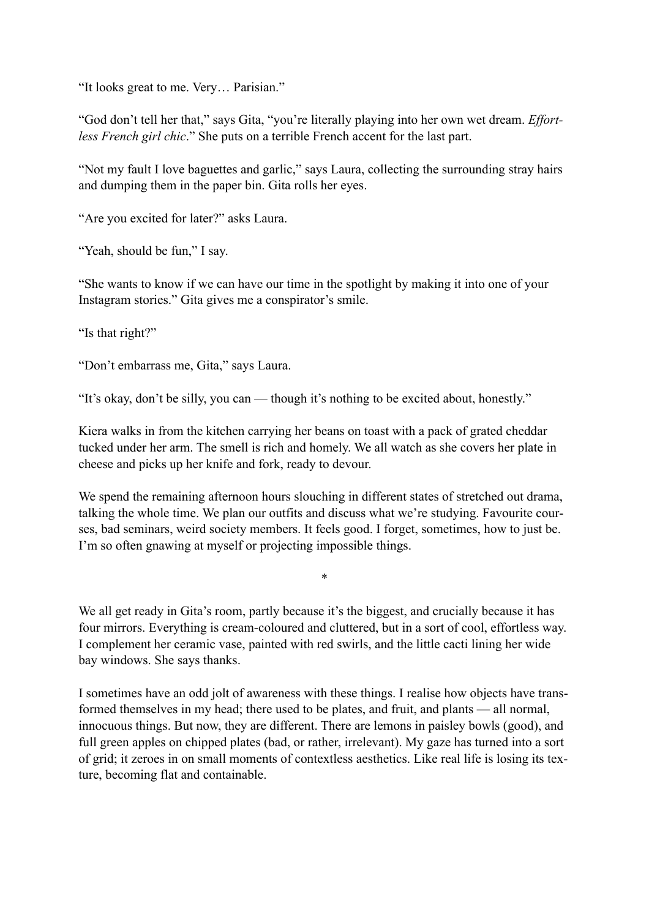"It looks great to me. Very… Parisian."

"God don't tell her that," says Gita, "you're literally playing into her own wet dream. *Effortless French girl chic*." She puts on a terrible French accent for the last part.

"Not my fault I love baguettes and garlic," says Laura, collecting the surrounding stray hairs and dumping them in the paper bin. Gita rolls her eyes.

"Are you excited for later?" asks Laura.

"Yeah, should be fun," I say.

"She wants to know if we can have our time in the spotlight by making it into one of your Instagram stories." Gita gives me a conspirator's smile.

"Is that right?"

"Don't embarrass me, Gita," says Laura.

"It's okay, don't be silly, you can — though it's nothing to be excited about, honestly."

Kiera walks in from the kitchen carrying her beans on toast with a pack of grated cheddar tucked under her arm. The smell is rich and homely. We all watch as she covers her plate in cheese and picks up her knife and fork, ready to devour.

We spend the remaining afternoon hours slouching in different states of stretched out drama, talking the whole time. We plan our outfits and discuss what we're studying. Favourite courses, bad seminars, weird society members. It feels good. I forget, sometimes, how to just be. I'm so often gnawing at myself or projecting impossible things.

*

We all get ready in Gita's room, partly because it's the biggest, and crucially because it has four mirrors. Everything is cream-coloured and cluttered, but in a sort of cool, effortless way. I complement her ceramic vase, painted with red swirls, and the little cacti lining her wide bay windows. She says thanks.

I sometimes have an odd jolt of awareness with these things. I realise how objects have transformed themselves in my head; there used to be plates, and fruit, and plants — all normal, innocuous things. But now, they are different. There are lemons in paisley bowls (good), and full green apples on chipped plates (bad, or rather, irrelevant). My gaze has turned into a sort of grid; it zeroes in on small moments of contextless aesthetics. Like real life is losing its texture, becoming flat and containable.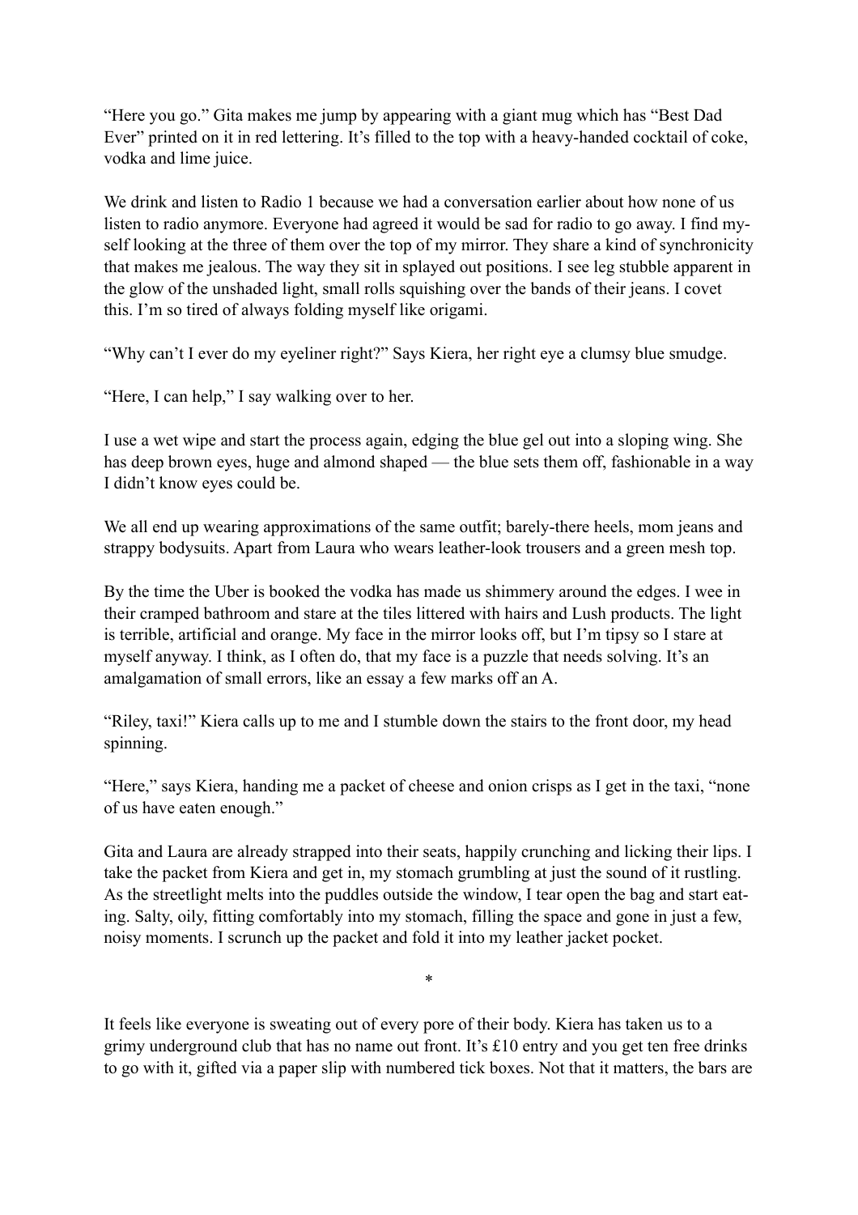"Here you go." Gita makes me jump by appearing with a giant mug which has "Best Dad Ever" printed on it in red lettering. It's filled to the top with a heavy-handed cocktail of coke, vodka and lime juice.

We drink and listen to Radio 1 because we had a conversation earlier about how none of us listen to radio anymore. Everyone had agreed it would be sad for radio to go away. I find myself looking at the three of them over the top of my mirror. They share a kind of synchronicity that makes me jealous. The way they sit in splayed out positions. I see leg stubble apparent in the glow of the unshaded light, small rolls squishing over the bands of their jeans. I covet this. I'm so tired of always folding myself like origami.

"Why can't I ever do my eyeliner right?" Says Kiera, her right eye a clumsy blue smudge.

"Here, I can help," I say walking over to her.

I use a wet wipe and start the process again, edging the blue gel out into a sloping wing. She has deep brown eyes, huge and almond shaped — the blue sets them off, fashionable in a way I didn't know eyes could be.

We all end up wearing approximations of the same outfit; barely-there heels, mom jeans and strappy bodysuits. Apart from Laura who wears leather-look trousers and a green mesh top.

By the time the Uber is booked the vodka has made us shimmery around the edges. I wee in their cramped bathroom and stare at the tiles littered with hairs and Lush products. The light is terrible, artificial and orange. My face in the mirror looks off, but I'm tipsy so I stare at myself anyway. I think, as I often do, that my face is a puzzle that needs solving. It's an amalgamation of small errors, like an essay a few marks off an A.

"Riley, taxi!" Kiera calls up to me and I stumble down the stairs to the front door, my head spinning.

"Here," says Kiera, handing me a packet of cheese and onion crisps as I get in the taxi, "none of us have eaten enough."

Gita and Laura are already strapped into their seats, happily crunching and licking their lips. I take the packet from Kiera and get in, my stomach grumbling at just the sound of it rustling. As the streetlight melts into the puddles outside the window, I tear open the bag and start eating. Salty, oily, fitting comfortably into my stomach, filling the space and gone in just a few, noisy moments. I scrunch up the packet and fold it into my leather jacket pocket.

*

It feels like everyone is sweating out of every pore of their body. Kiera has taken us to a grimy underground club that has no name out front. It's £10 entry and you get ten free drinks to go with it, gifted via a paper slip with numbered tick boxes. Not that it matters, the bars are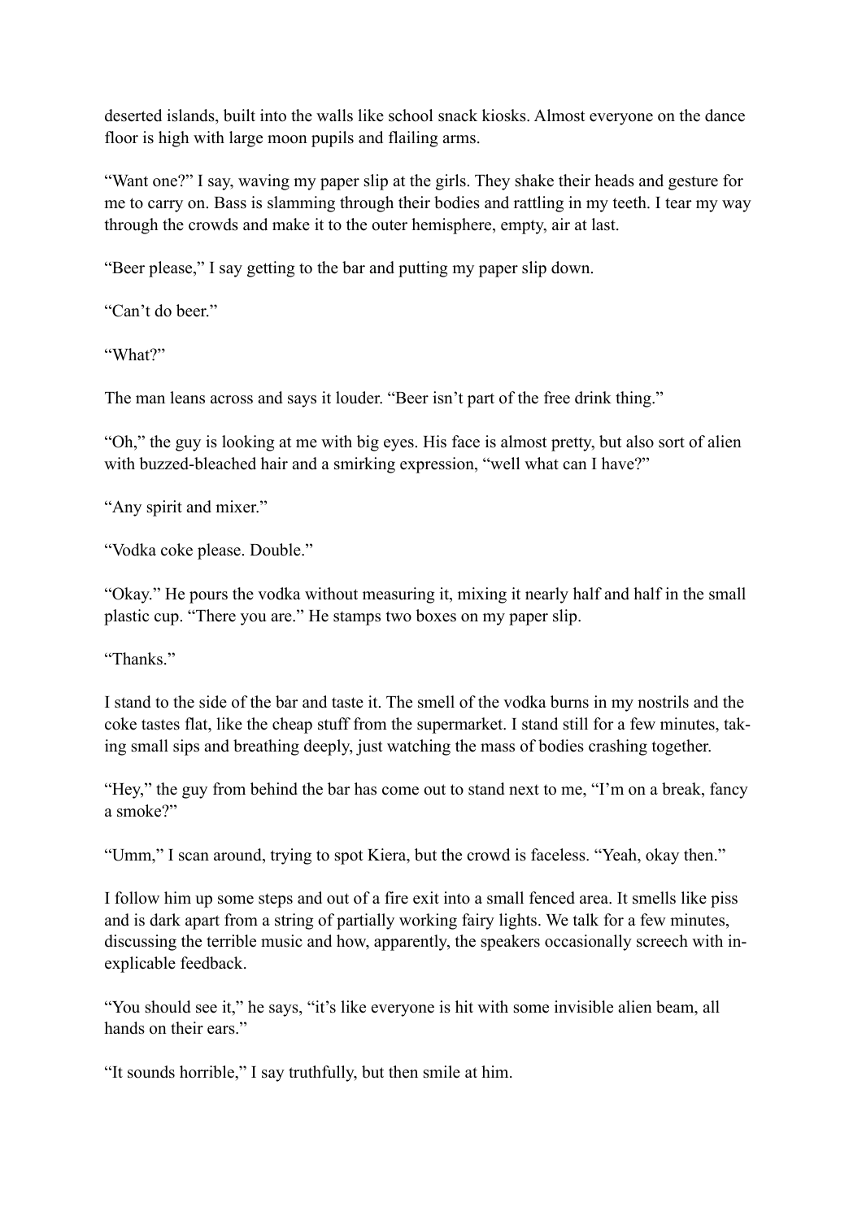deserted islands, built into the walls like school snack kiosks. Almost everyone on the dance floor is high with large moon pupils and flailing arms.

"Want one?" I say, waving my paper slip at the girls. They shake their heads and gesture for me to carry on. Bass is slamming through their bodies and rattling in my teeth. I tear my way through the crowds and make it to the outer hemisphere, empty, air at last.

"Beer please," I say getting to the bar and putting my paper slip down.

"Can't do beer."

"What?"

The man leans across and says it louder. "Beer isn't part of the free drink thing."

"Oh," the guy is looking at me with big eyes. His face is almost pretty, but also sort of alien with buzzed-bleached hair and a smirking expression, "well what can I have?"

"Any spirit and mixer."

"Vodka coke please. Double."

"Okay." He pours the vodka without measuring it, mixing it nearly half and half in the small plastic cup. "There you are." He stamps two boxes on my paper slip.

"Thanks."

I stand to the side of the bar and taste it. The smell of the vodka burns in my nostrils and the coke tastes flat, like the cheap stuff from the supermarket. I stand still for a few minutes, taking small sips and breathing deeply, just watching the mass of bodies crashing together.

"Hey," the guy from behind the bar has come out to stand next to me, "I'm on a break, fancy a smoke?"

"Umm," I scan around, trying to spot Kiera, but the crowd is faceless. "Yeah, okay then."

I follow him up some steps and out of a fire exit into a small fenced area. It smells like piss and is dark apart from a string of partially working fairy lights. We talk for a few minutes, discussing the terrible music and how, apparently, the speakers occasionally screech with inexplicable feedback.

"You should see it," he says, "it's like everyone is hit with some invisible alien beam, all hands on their ears."

"It sounds horrible," I say truthfully, but then smile at him.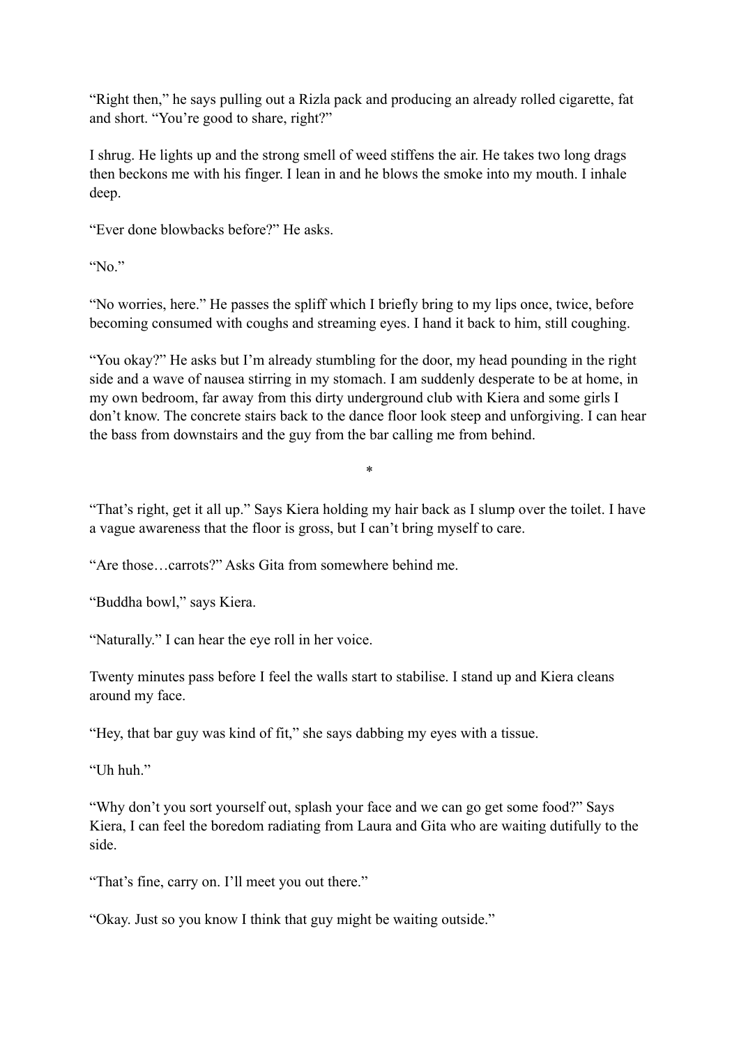"Right then," he says pulling out a Rizla pack and producing an already rolled cigarette, fat and short. "You're good to share, right?"

I shrug. He lights up and the strong smell of weed stiffens the air. He takes two long drags then beckons me with his finger. I lean in and he blows the smoke into my mouth. I inhale deep.

"Ever done blowbacks before?" He asks.

"No."

"No worries, here." He passes the spliff which I briefly bring to my lips once, twice, before becoming consumed with coughs and streaming eyes. I hand it back to him, still coughing.

"You okay?" He asks but I'm already stumbling for the door, my head pounding in the right side and a wave of nausea stirring in my stomach. I am suddenly desperate to be at home, in my own bedroom, far away from this dirty underground club with Kiera and some girls I don't know. The concrete stairs back to the dance floor look steep and unforgiving. I can hear the bass from downstairs and the guy from the bar calling me from behind.

*

"That's right, get it all up." Says Kiera holding my hair back as I slump over the toilet. I have a vague awareness that the floor is gross, but I can't bring myself to care.

"Are those…carrots?" Asks Gita from somewhere behind me.

"Buddha bowl," says Kiera.

"Naturally." I can hear the eye roll in her voice.

Twenty minutes pass before I feel the walls start to stabilise. I stand up and Kiera cleans around my face.

"Hey, that bar guy was kind of fit," she says dabbing my eyes with a tissue.

"Uh huh."

"Why don't you sort yourself out, splash your face and we can go get some food?" Says Kiera, I can feel the boredom radiating from Laura and Gita who are waiting dutifully to the side.

"That's fine, carry on. I'll meet you out there."

"Okay. Just so you know I think that guy might be waiting outside."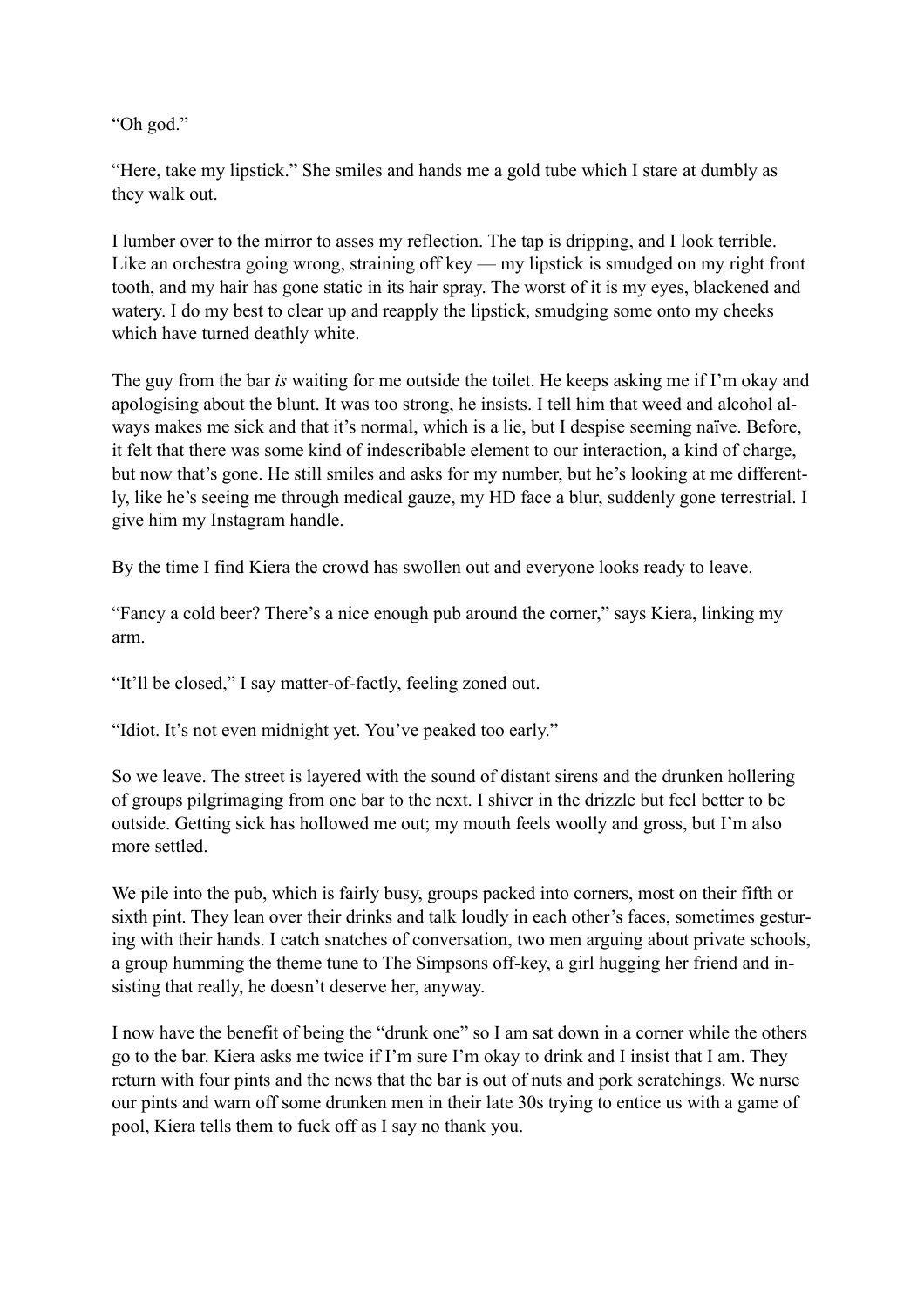"Oh god."

"Here, take my lipstick." She smiles and hands me a gold tube which I stare at dumbly as they walk out.

I lumber over to the mirror to asses my reflection. The tap is dripping, and I look terrible. Like an orchestra going wrong, straining off key — my lipstick is smudged on my right front tooth, and my hair has gone static in its hair spray. The worst of it is my eyes, blackened and watery. I do my best to clear up and reapply the lipstick, smudging some onto my cheeks which have turned deathly white.

The guy from the bar *is* waiting for me outside the toilet. He keeps asking me if I'm okay and apologising about the blunt. It was too strong, he insists. I tell him that weed and alcohol always makes me sick and that it's normal, which is a lie, but I despise seeming naïve. Before, it felt that there was some kind of indescribable element to our interaction, a kind of charge, but now that's gone. He still smiles and asks for my number, but he's looking at me differently, like he's seeing me through medical gauze, my HD face a blur, suddenly gone terrestrial. I give him my Instagram handle.

By the time I find Kiera the crowd has swollen out and everyone looks ready to leave.

"Fancy a cold beer? There's a nice enough pub around the corner," says Kiera, linking my arm.

"It'll be closed," I say matter-of-factly, feeling zoned out.

"Idiot. It's not even midnight yet. You've peaked too early."

So we leave. The street is layered with the sound of distant sirens and the drunken hollering of groups pilgrimaging from one bar to the next. I shiver in the drizzle but feel better to be outside. Getting sick has hollowed me out; my mouth feels woolly and gross, but I'm also more settled.

We pile into the pub, which is fairly busy, groups packed into corners, most on their fifth or sixth pint. They lean over their drinks and talk loudly in each other's faces, sometimes gesturing with their hands. I catch snatches of conversation, two men arguing about private schools, a group humming the theme tune to The Simpsons off-key, a girl hugging her friend and insisting that really, he doesn't deserve her, anyway.

I now have the benefit of being the "drunk one" so I am sat down in a corner while the others go to the bar. Kiera asks me twice if I'm sure I'm okay to drink and I insist that I am. They return with four pints and the news that the bar is out of nuts and pork scratchings. We nurse our pints and warn off some drunken men in their late 30s trying to entice us with a game of pool, Kiera tells them to fuck off as I say no thank you.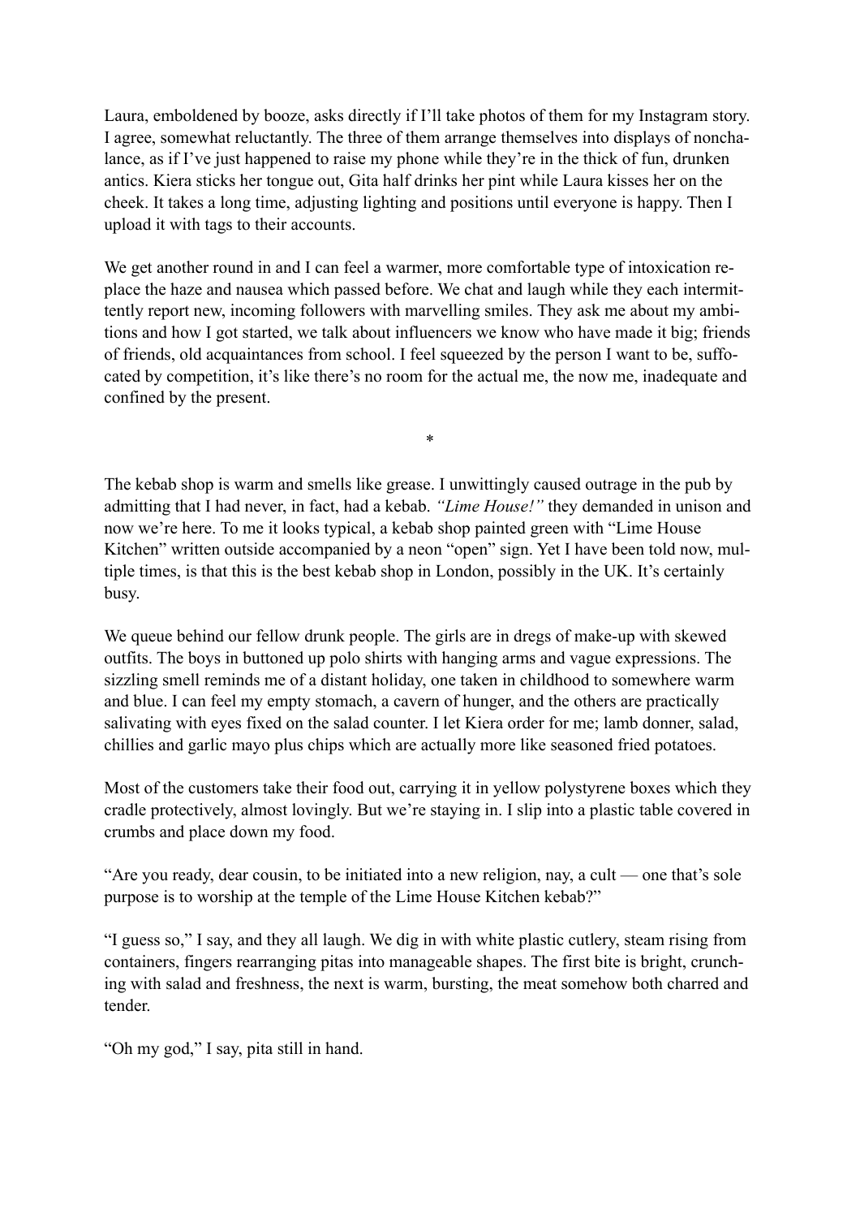Laura, emboldened by booze, asks directly if I'll take photos of them for my Instagram story. I agree, somewhat reluctantly. The three of them arrange themselves into displays of nonchalance, as if I've just happened to raise my phone while they're in the thick of fun, drunken antics. Kiera sticks her tongue out, Gita half drinks her pint while Laura kisses her on the cheek. It takes a long time, adjusting lighting and positions until everyone is happy. Then I upload it with tags to their accounts.

We get another round in and I can feel a warmer, more comfortable type of intoxication replace the haze and nausea which passed before. We chat and laugh while they each intermittently report new, incoming followers with marvelling smiles. They ask me about my ambitions and how I got started, we talk about influencers we know who have made it big; friends of friends, old acquaintances from school. I feel squeezed by the person I want to be, suffocated by competition, it's like there's no room for the actual me, the now me, inadequate and confined by the present.

*

The kebab shop is warm and smells like grease. I unwittingly caused outrage in the pub by admitting that I had never, in fact, had a kebab. *"Lime House!"* they demanded in unison and now we're here. To me it looks typical, a kebab shop painted green with "Lime House Kitchen" written outside accompanied by a neon "open" sign. Yet I have been told now, multiple times, is that this is the best kebab shop in London, possibly in the UK. It's certainly busy.

We queue behind our fellow drunk people. The girls are in dregs of make-up with skewed outfits. The boys in buttoned up polo shirts with hanging arms and vague expressions. The sizzling smell reminds me of a distant holiday, one taken in childhood to somewhere warm and blue. I can feel my empty stomach, a cavern of hunger, and the others are practically salivating with eyes fixed on the salad counter. I let Kiera order for me; lamb donner, salad, chillies and garlic mayo plus chips which are actually more like seasoned fried potatoes.

Most of the customers take their food out, carrying it in yellow polystyrene boxes which they cradle protectively, almost lovingly. But we're staying in. I slip into a plastic table covered in crumbs and place down my food.

"Are you ready, dear cousin, to be initiated into a new religion, nay, a cult — one that's sole purpose is to worship at the temple of the Lime House Kitchen kebab?"

"I guess so," I say, and they all laugh. We dig in with white plastic cutlery, steam rising from containers, fingers rearranging pitas into manageable shapes. The first bite is bright, crunching with salad and freshness, the next is warm, bursting, the meat somehow both charred and tender.

"Oh my god," I say, pita still in hand.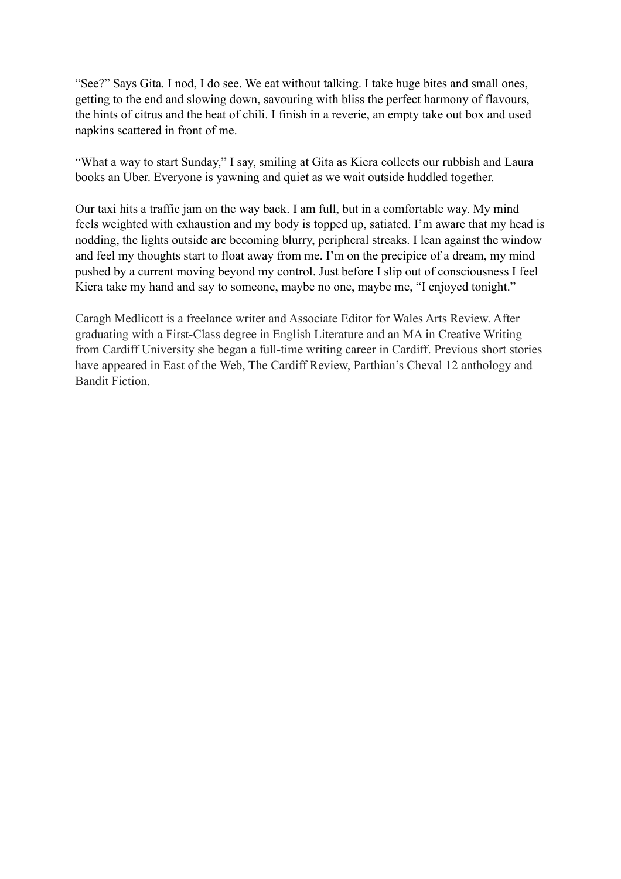"See?" Says Gita. I nod, I do see. We eat without talking. I take huge bites and small ones, getting to the end and slowing down, savouring with bliss the perfect harmony of flavours, the hints of citrus and the heat of chili. I finish in a reverie, an empty take out box and used napkins scattered in front of me.

"What a way to start Sunday," I say, smiling at Gita as Kiera collects our rubbish and Laura books an Uber. Everyone is yawning and quiet as we wait outside huddled together.

Our taxi hits a traffic jam on the way back. I am full, but in a comfortable way. My mind feels weighted with exhaustion and my body is topped up, satiated. I'm aware that my head is nodding, the lights outside are becoming blurry, peripheral streaks. I lean against the window and feel my thoughts start to float away from me. I'm on the precipice of a dream, my mind pushed by a current moving beyond my control. Just before I slip out of consciousness I feel Kiera take my hand and say to someone, maybe no one, maybe me, "I enjoyed tonight."

Caragh Medlicott is a freelance writer and Associate Editor for Wales Arts Review. After graduating with a First-Class degree in English Literature and an MA in Creative Writing from Cardiff University she began a full-time writing career in Cardiff. Previous short stories have appeared in East of the Web, The Cardiff Review, Parthian's Cheval 12 anthology and Bandit Fiction.